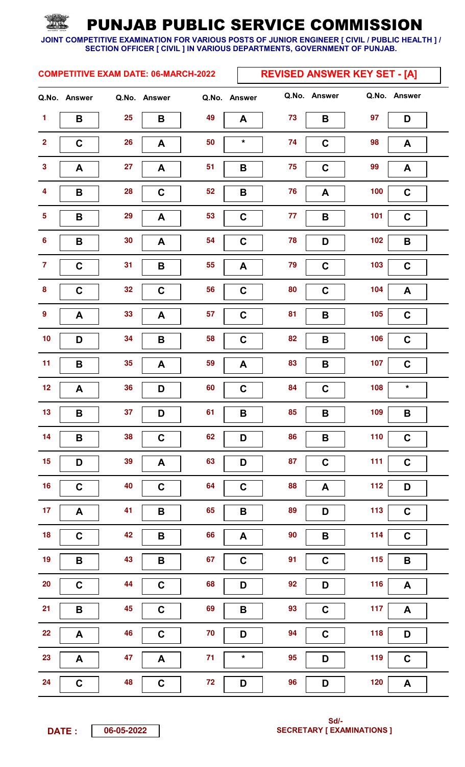# PUNJAB PUBLIC SERVICE COMMISSION

**JOINT COMPETITIVE EXAMINATION FOR VARIOUS POSTS OF JUNIOR ENGINEER [ CIVIL / PUBLIC HEALTH ] / SECTION OFFICER [ CIVIL ] IN VARIOUS DEPARTMENTS, GOVERNMENT OF PUNJAB.**

**COMPETITIVE EXAM DATE: 06-MARCH-2022**

**REVISED ANSWER KEY SET - [A]**

| Q.No. | Answer | Q.No. | Answer | Q.No. | Answer | Q.No. | Answer | Q.No. | Answer |
|---|---|---|---|---|---|---|---|---|---|
| 1 | B | 25 | B | 49 | A | 73 | B | 97 | D |
| 2 | C | 26 | A | 50 | * | 74 | C | 98 | A |
| 3 | A | 27 | A | 51 | B | 75 | C | 99 | A |
| 4 | B | 28 | C | 52 | B | 76 | A | 100 | C |
| 5 | B | 29 | A | 53 | C | 77 | B | 101 | C |
| 6 | B | 30 | A | 54 | C | 78 | D | 102 | B |
| 7 | C | 31 | B | 55 | A | 79 | C | 103 | C |
| 8 | C | 32 | C | 56 | C | 80 | C | 104 | A |
| 9 | A | 33 | A | 57 | C | 81 | B | 105 | C |
| 10 | D | 34 | B | 58 | C | 82 | B | 106 | C |
| 11 | B | 35 | A | 59 | A | 83 | B | 107 | C |
| 12 | A | 36 | D | 60 | C | 84 | C | 108 | * |
| 13 | B | 37 | D | 61 | B | 85 | B | 109 | B |
| 14 | B | 38 | C | 62 | D | 86 | B | 110 | C |
| 15 | D | 39 | A | 63 | D | 87 | C | 111 | C |
| 16 | C | 40 | C | 64 | C | 88 | A | 112 | D |
| 17 | A | 41 | B | 65 | B | 89 | D | 113 | C |
| 18 | C | 42 | B | 66 | A | 90 | B | 114 | C |
| 19 | B | 43 | B | 67 | C | 91 | C | 115 | B |
| 20 | C | 44 | C | 68 | D | 92 | D | 116 | A |
| 21 | B | 45 | C | 69 | B | 93 | C | 117 | A |
| 22 | A | 46 | C | 70 | D | 94 | C | 118 | D |
| 23 | A | 47 | A | 71 | * | 95 | D | 119 | C |
| 24 | C | 48 | C | 72 | D | 96 | D | 120 | A |

**DATE :** 06-05-2022

**Sd/-**
**SECRETARY [ EXAMINATIONS ]**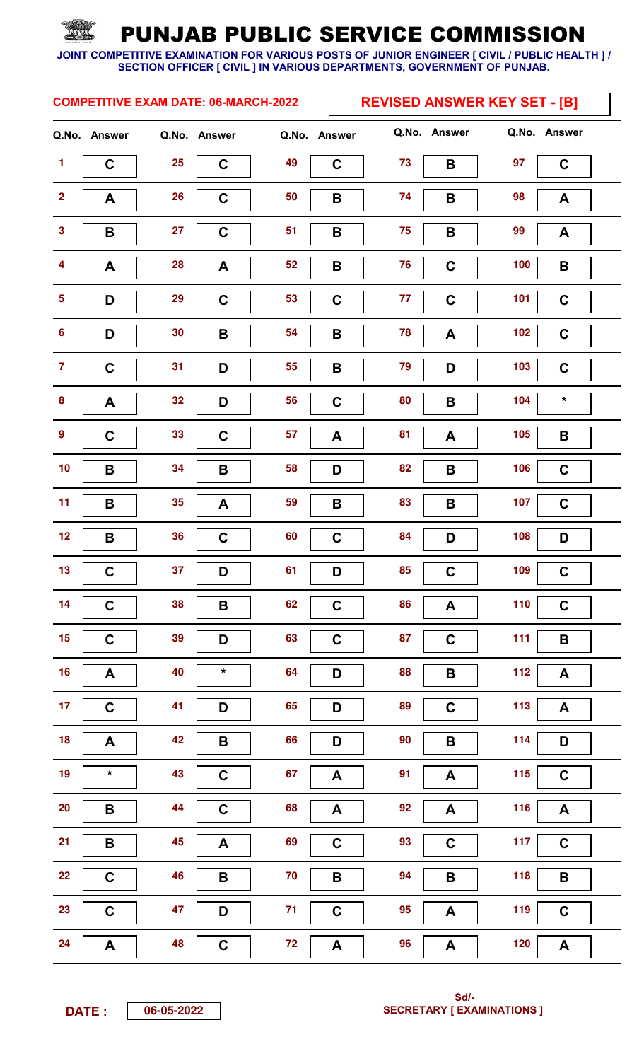# PUNJAB PUBLIC SERVICE COMMISSION

**JOINT COMPETITIVE EXAMINATION FOR VARIOUS POSTS OF JUNIOR ENGINEER [ CIVIL / PUBLIC HEALTH ] / SECTION OFFICER [ CIVIL ] IN VARIOUS DEPARTMENTS, GOVERNMENT OF PUNJAB.**

**COMPETITIVE EXAM DATE: 06-MARCH-2022**

**REVISED ANSWER KEY SET - [B]**

| Q.No. | Answer | Q.No. | Answer | Q.No. | Answer | Q.No. | Answer | Q.No. | Answer |
|---|---|---|---|---|---|---|---|---|---|
| 1 | C | 25 | C | 49 | C | 73 | B | 97 | C |
| 2 | A | 26 | C | 50 | B | 74 | B | 98 | A |
| 3 | B | 27 | C | 51 | B | 75 | B | 99 | A |
| 4 | A | 28 | A | 52 | B | 76 | C | 100 | B |
| 5 | D | 29 | C | 53 | C | 77 | C | 101 | C |
| 6 | D | 30 | B | 54 | B | 78 | A | 102 | C |
| 7 | C | 31 | D | 55 | B | 79 | D | 103 | C |
| 8 | A | 32 | D | 56 | C | 80 | B | 104 | * |
| 9 | C | 33 | C | 57 | A | 81 | A | 105 | B |
| 10 | B | 34 | B | 58 | D | 82 | B | 106 | C |
| 11 | B | 35 | A | 59 | B | 83 | B | 107 | C |
| 12 | B | 36 | C | 60 | C | 84 | D | 108 | D |
| 13 | C | 37 | D | 61 | D | 85 | C | 109 | C |
| 14 | C | 38 | B | 62 | C | 86 | A | 110 | C |
| 15 | C | 39 | D | 63 | C | 87 | C | 111 | B |
| 16 | A | 40 | * | 64 | D | 88 | B | 112 | A |
| 17 | C | 41 | D | 65 | D | 89 | C | 113 | A |
| 18 | A | 42 | B | 66 | D | 90 | B | 114 | D |
| 19 | * | 43 | C | 67 | A | 91 | A | 115 | C |
| 20 | B | 44 | C | 68 | A | 92 | A | 116 | A |
| 21 | B | 45 | A | 69 | C | 93 | C | 117 | C |
| 22 | C | 46 | B | 70 | B | 94 | B | 118 | B |
| 23 | C | 47 | D | 71 | C | 95 | A | 119 | C |
| 24 | A | 48 | C | 72 | A | 96 | A | 120 | A |

**DATE :** 06-05-2022

Sd/-
**SECRETARY [ EXAMINATIONS ]**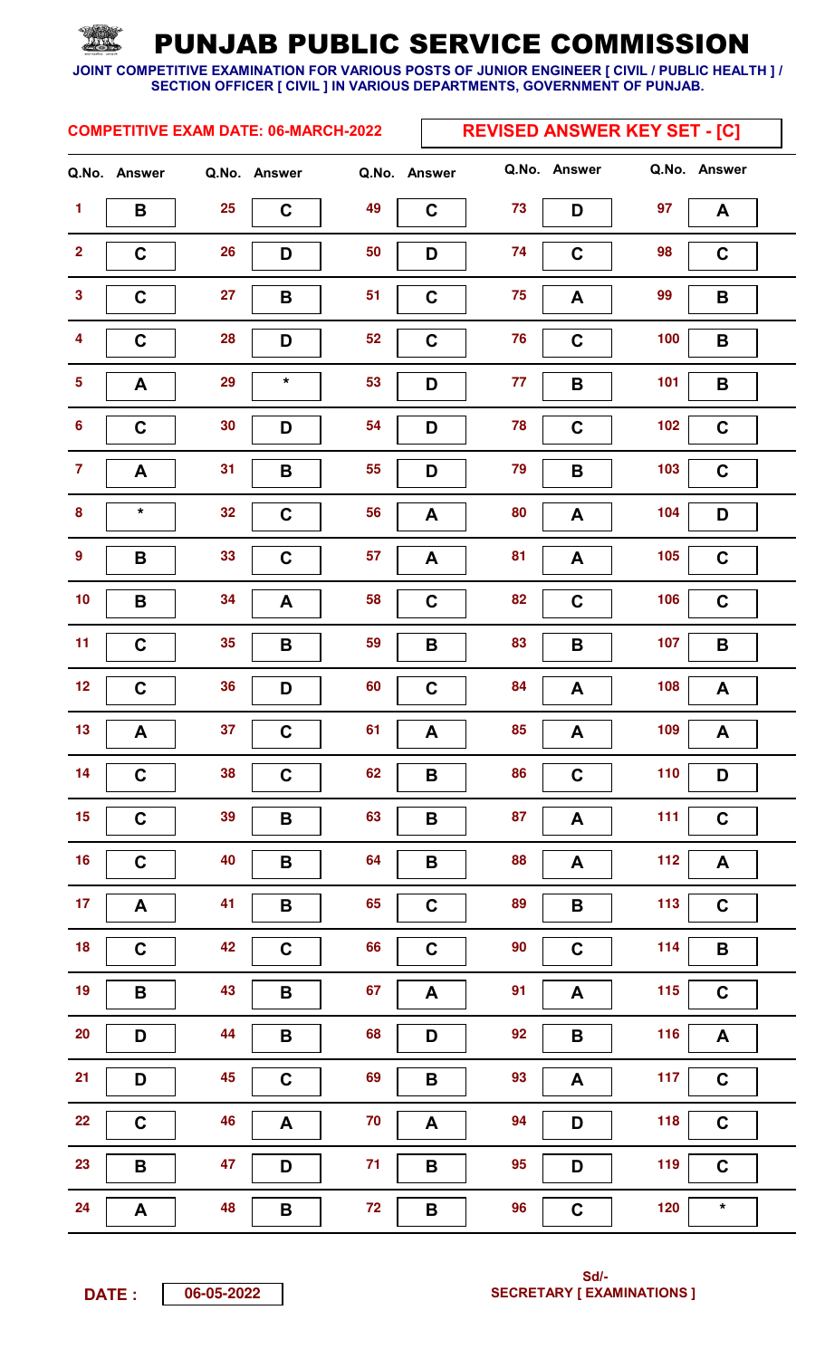# PUNJAB PUBLIC SERVICE COMMISSION

**JOINT COMPETITIVE EXAMINATION FOR VARIOUS POSTS OF JUNIOR ENGINEER [ CIVIL / PUBLIC HEALTH ] / SECTION OFFICER [ CIVIL ] IN VARIOUS DEPARTMENTS, GOVERNMENT OF PUNJAB.**

**COMPETITIVE EXAM DATE: 06-MARCH-2022**

**REVISED ANSWER KEY SET - [C]**

| Q.No. | Answer | Q.No. | Answer | Q.No. | Answer | Q.No. | Answer | Q.No. | Answer |
|---|---|---|---|---|---|---|---|---|---|
| 1 | B | 25 | C | 49 | C | 73 | D | 97 | A |
| 2 | C | 26 | D | 50 | D | 74 | C | 98 | C |
| 3 | C | 27 | B | 51 | C | 75 | A | 99 | B |
| 4 | C | 28 | D | 52 | C | 76 | C | 100 | B |
| 5 | A | 29 | * | 53 | D | 77 | B | 101 | B |
| 6 | C | 30 | D | 54 | D | 78 | C | 102 | C |
| 7 | A | 31 | B | 55 | D | 79 | B | 103 | C |
| 8 | * | 32 | C | 56 | A | 80 | A | 104 | D |
| 9 | B | 33 | C | 57 | A | 81 | A | 105 | C |
| 10 | B | 34 | A | 58 | C | 82 | C | 106 | C |
| 11 | C | 35 | B | 59 | B | 83 | B | 107 | B |
| 12 | C | 36 | D | 60 | C | 84 | A | 108 | A |
| 13 | A | 37 | C | 61 | A | 85 | A | 109 | A |
| 14 | C | 38 | C | 62 | B | 86 | C | 110 | D |
| 15 | C | 39 | B | 63 | B | 87 | A | 111 | C |
| 16 | C | 40 | B | 64 | B | 88 | A | 112 | A |
| 17 | A | 41 | B | 65 | C | 89 | B | 113 | C |
| 18 | C | 42 | C | 66 | C | 90 | C | 114 | B |
| 19 | B | 43 | B | 67 | A | 91 | A | 115 | C |
| 20 | D | 44 | B | 68 | D | 92 | B | 116 | A |
| 21 | D | 45 | C | 69 | B | 93 | A | 117 | C |
| 22 | C | 46 | A | 70 | A | 94 | D | 118 | C |
| 23 | B | 47 | D | 71 | B | 95 | D | 119 | C |
| 24 | A | 48 | B | 72 | B | 96 | C | 120 | * |

**DATE :** 06-05-2022

Sd/-
**SECRETARY [ EXAMINATIONS ]**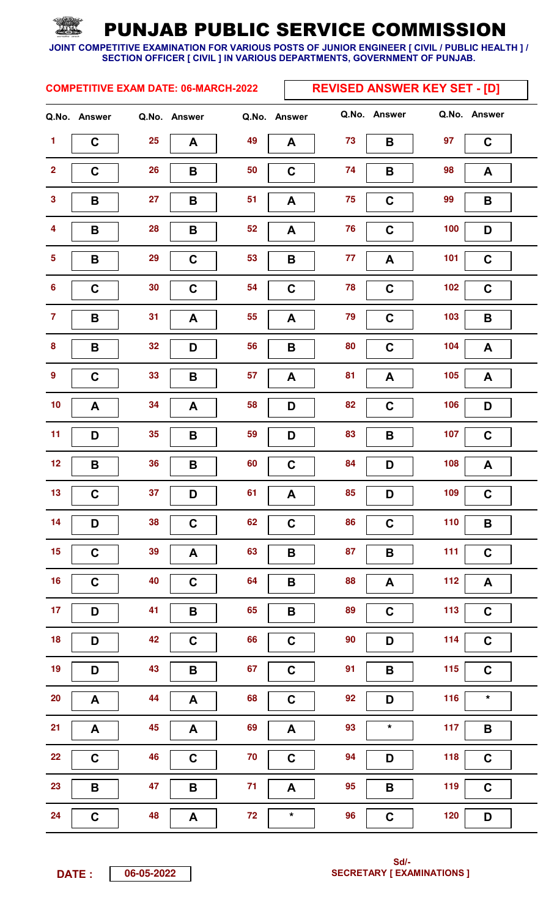# PUNJAB PUBLIC SERVICE COMMISSION

**JOINT COMPETITIVE EXAMINATION FOR VARIOUS POSTS OF JUNIOR ENGINEER [ CIVIL / PUBLIC HEALTH ] / SECTION OFFICER [ CIVIL ] IN VARIOUS DEPARTMENTS, GOVERNMENT OF PUNJAB.**

**COMPETITIVE EXAM DATE: 06-MARCH-2022**

**REVISED ANSWER KEY SET - [D]**

| Q.No. | Answer | Q.No. | Answer | Q.No. | Answer | Q.No. | Answer | Q.No. | Answer |
|---|---|---|---|---|---|---|---|---|---|
| 1 | C | 25 | A | 49 | A | 73 | B | 97 | C |
| 2 | C | 26 | B | 50 | C | 74 | B | 98 | A |
| 3 | B | 27 | B | 51 | A | 75 | C | 99 | B |
| 4 | B | 28 | B | 52 | A | 76 | C | 100 | D |
| 5 | B | 29 | C | 53 | B | 77 | A | 101 | C |
| 6 | C | 30 | C | 54 | C | 78 | C | 102 | C |
| 7 | B | 31 | A | 55 | A | 79 | C | 103 | B |
| 8 | B | 32 | D | 56 | B | 80 | C | 104 | A |
| 9 | C | 33 | B | 57 | A | 81 | A | 105 | A |
| 10 | A | 34 | A | 58 | D | 82 | C | 106 | D |
| 11 | D | 35 | B | 59 | D | 83 | B | 107 | C |
| 12 | B | 36 | B | 60 | C | 84 | D | 108 | A |
| 13 | C | 37 | D | 61 | A | 85 | D | 109 | C |
| 14 | D | 38 | C | 62 | C | 86 | C | 110 | B |
| 15 | C | 39 | A | 63 | B | 87 | B | 111 | C |
| 16 | C | 40 | C | 64 | B | 88 | A | 112 | A |
| 17 | D | 41 | B | 65 | B | 89 | C | 113 | C |
| 18 | D | 42 | C | 66 | C | 90 | D | 114 | C |
| 19 | D | 43 | B | 67 | C | 91 | B | 115 | C |
| 20 | A | 44 | A | 68 | C | 92 | D | 116 | * |
| 21 | A | 45 | A | 69 | A | 93 | * | 117 | B |
| 22 | C | 46 | C | 70 | C | 94 | D | 118 | C |
| 23 | B | 47 | B | 71 | A | 95 | B | 119 | C |
| 24 | C | 48 | A | 72 | * | 96 | C | 120 | D |

**DATE :** 06-05-2022

Sd/-
**SECRETARY [ EXAMINATIONS ]**